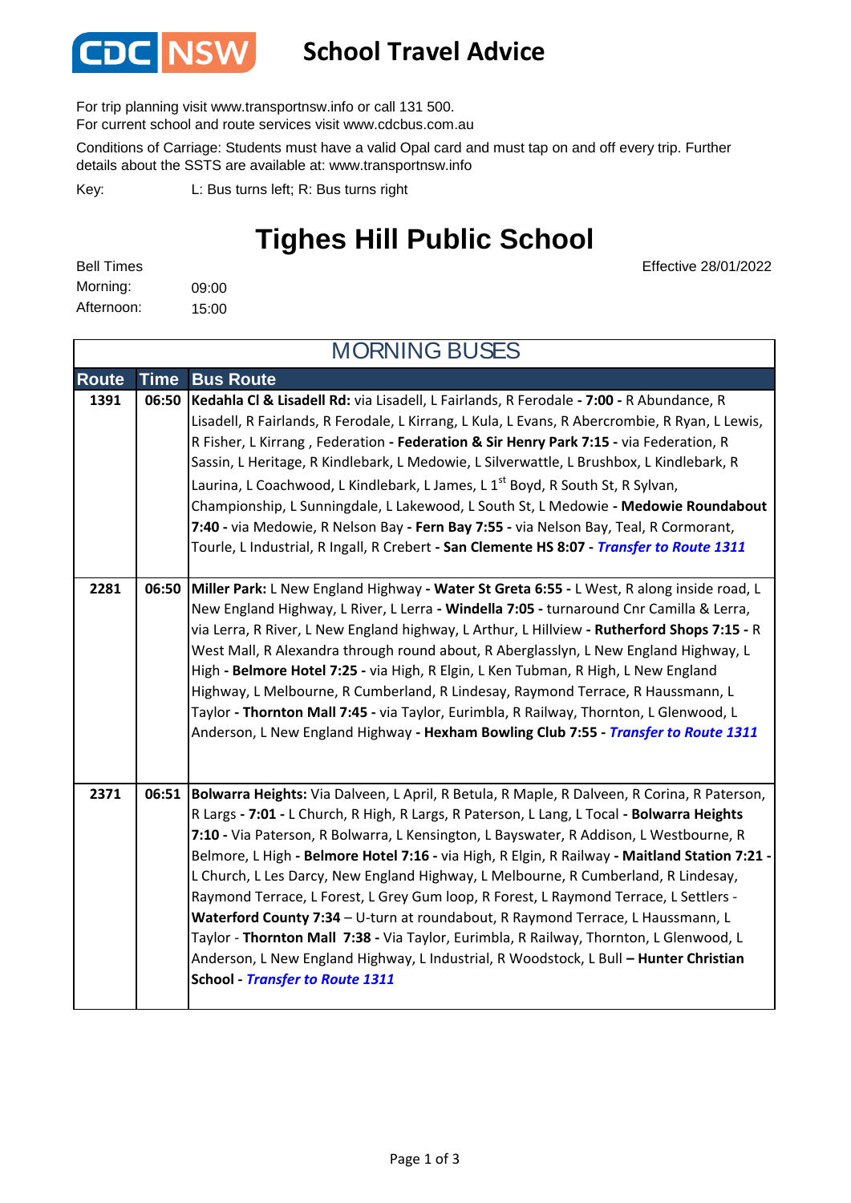CDC NSW

# School Travel Advice

For trip planning visit www.transportnsw.info or call 131 500.
For current school and route services visit www.cdcbus.com.au

Conditions of Carriage: Students must have a valid Opal card and must tap on and off every trip. Further details about the SSTS are available at: www.transportnsw.info

Key: L: Bus turns left; R: Bus turns right

## Tighes Hill Public School

Effective 28/01/2022

Bell Times
Morning: 09:00
Afternoon: 15:00

### MORNING BUSES

| Route | Time | Bus Route |
|---|---|---|
| 1391 | 06:50 | **Kedahla Cl & Lisadell Rd:** via Lisadell, L Fairlands, R Ferodale **- 7:00 -** R Abundance, R Lisadell, R Fairlands, R Ferodale, L Kirrang, L Kula, L Evans, R Abercrombie, R Ryan, L Lewis, R Fisher, L Kirrang , Federation **- Federation & Sir Henry Park 7:15 -** via Federation, R Sassin, L Heritage, R Kindlebark, L Medowie, L Silverwattle, L Brushbox, L Kindlebark, R Laurina, L Coachwood, L Kindlebark, L James, L 1st Boyd, R South St, R Sylvan, Championship, L Sunningdale, L Lakewood, L South St, L Medowie **- Medowie Roundabout 7:40 -** via Medowie, R Nelson Bay **- Fern Bay 7:55 -** via Nelson Bay, Teal, R Cormorant, Tourle, L Industrial, R Ingall, R Crebert **- San Clemente HS 8:07 -** ***Transfer to Route 1311*** |
| 2281 | 06:50 | **Miller Park:** L New England Highway **- Water St Greta 6:55 -** L West, R along inside road, L New England Highway, L River, L Lerra **- Windella 7:05 -** turnaround Cnr Camilla & Lerra, via Lerra, R River, L New England highway, L Arthur, L Hillview **- Rutherford Shops 7:15 -** R West Mall, R Alexandra through round about, R Aberglasslyn, L New England Highway, L High **- Belmore Hotel 7:25 -** via High, R Elgin, L Ken Tubman, R High, L New England Highway, L Melbourne, R Cumberland, R Lindesay, Raymond Terrace, R Haussmann, L Taylor **- Thornton Mall 7:45 -** via Taylor, Eurimbla, R Railway, Thornton, L Glenwood, L Anderson, L New England Highway **- Hexham Bowling Club 7:55 -** ***Transfer to Route 1311*** |
| 2371 | 06:51 | **Bolwarra Heights:** Via Dalveen, L April, R Betula, R Maple, R Dalveen, R Corina, R Paterson, R Largs **- 7:01 -** L Church, R High, R Largs, R Paterson, L Lang, L Tocal **- Bolwarra Heights 7:10 -** Via Paterson, R Bolwarra, L Kensington, L Bayswater, R Addison, L Westbourne, R Belmore, L High **- Belmore Hotel 7:16 -** via High, R Elgin, R Railway **- Maitland Station 7:21 -** L Church, L Les Darcy, New England Highway, L Melbourne, R Cumberland, R Lindesay, Raymond Terrace, L Forest, L Grey Gum loop, R Forest, L Raymond Terrace, L Settlers - **Waterford County 7:34** – U-turn at roundabout, R Raymond Terrace, L Haussmann, L Taylor - **Thornton Mall 7:38 -** Via Taylor, Eurimbla, R Railway, Thornton, L Glenwood, L Anderson, L New England Highway, L Industrial, R Woodstock, L Bull **– Hunter Christian School -** ***Transfer to Route 1311*** |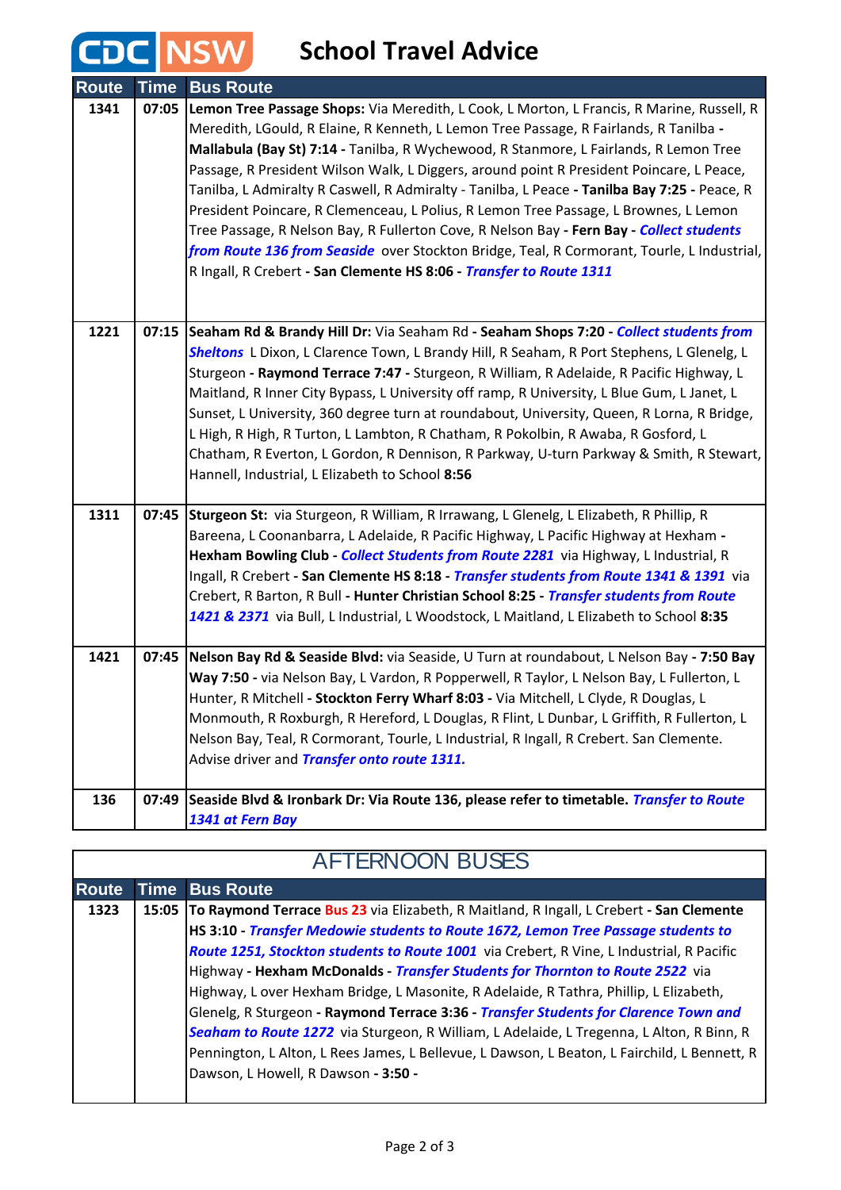# CDC NSW School Travel Advice

| Route | Time | Bus Route |
|---|---|---|
| 1341 | 07:05 | **Lemon Tree Passage Shops:** Via Meredith, L Cook, L Morton, L Francis, R Marine, Russell, R Meredith, LGould, R Elaine, R Kenneth, L Lemon Tree Passage, R Fairlands, R Tanilba - **Mallabula (Bay St) 7:14 -** Tanilba, R Wychewood, R Stanmore, L Fairlands, R Lemon Tree Passage, R President Wilson Walk, L Diggers, around point R President Poincare, L Peace, Tanilba, L Admiralty R Caswell, R Admiralty - Tanilba, L Peace **- Tanilba Bay 7:25 -** Peace, R President Poincare, R Clemenceau, L Polius, R Lemon Tree Passage, L Brownes, L Lemon Tree Passage, R Nelson Bay, R Fullerton Cove, R Nelson Bay **- Fern Bay -** ***Collect students from Route 136 from Seaside*** over Stockton Bridge, Teal, R Cormorant, Tourle, L Industrial, R Ingall, R Crebert **- San Clemente HS 8:06 -** ***Transfer to Route 1311*** |
| 1221 | 07:15 | **Seaham Rd & Brandy Hill Dr:** Via Seaham Rd **- Seaham Shops 7:20 -** ***Collect students from Sheltons*** L Dixon, L Clarence Town, L Brandy Hill, R Seaham, R Port Stephens, L Glenelg, L Sturgeon **- Raymond Terrace 7:47 -** Sturgeon, R William, R Adelaide, R Pacific Highway, L Maitland, R Inner City Bypass, L University off ramp, R University, L Blue Gum, L Janet, L Sunset, L University, 360 degree turn at roundabout, University, Queen, R Lorna, R Bridge, L High, R High, R Turton, L Lambton, R Chatham, R Pokolbin, R Awaba, R Gosford, L Chatham, R Everton, L Gordon, R Dennison, R Parkway, U-turn Parkway & Smith, R Stewart, Hannell, Industrial, L Elizabeth to School **8:56** |
| 1311 | 07:45 | **Sturgeon St:** via Sturgeon, R William, R Irrawang, L Glenelg, L Elizabeth, R Phillip, R Bareena, L Coonanbarra, L Adelaide, R Pacific Highway, L Pacific Highway at Hexham **- Hexham Bowling Club -** ***Collect Students from Route 2281*** via Highway, L Industrial, R Ingall, R Crebert **- San Clemente HS 8:18 -** ***Transfer students from Route 1341 & 1391*** via Crebert, R Barton, R Bull **- Hunter Christian School 8:25 -** ***Transfer students from Route 1421 & 2371*** via Bull, L Industrial, L Woodstock, L Maitland, L Elizabeth to School **8:35** |
| 1421 | 07:45 | **Nelson Bay Rd & Seaside Blvd:** via Seaside, U Turn at roundabout, L Nelson Bay **- 7:50 Bay Way 7:50 -** via Nelson Bay, L Vardon, R Popperwell, R Taylor, L Nelson Bay, L Fullerton, L Hunter, R Mitchell **- Stockton Ferry Wharf 8:03 -** Via Mitchell, L Clyde, R Douglas, L Monmouth, R Roxburgh, R Hereford, L Douglas, R Flint, L Dunbar, L Griffith, R Fullerton, L Nelson Bay, Teal, R Cormorant, Tourle, L Industrial, R Ingall, R Crebert. San Clemente. Advise driver and ***Transfer onto route 1311.*** |
| 136 | 07:49 | **Seaside Blvd & Ironbark Dr: Via Route 136, please refer to timetable.** ***Transfer to Route 1341 at Fern Bay*** |

## AFTERNOON BUSES

| Route | Time | Bus Route |
|---|---|---|
| 1323 | 15:05 | **To Raymond Terrace** **Bus 23** via Elizabeth, R Maitland, R Ingall, L Crebert **- San Clemente HS 3:10 -** ***Transfer Medowie students to Route 1672, Lemon Tree Passage students to Route 1251, Stockton students to Route 1001*** via Crebert, R Vine, L Industrial, R Pacific Highway **- Hexham McDonalds -** ***Transfer Students for Thornton to Route 2522*** via Highway, L over Hexham Bridge, L Masonite, R Adelaide, R Tathra, Phillip, L Elizabeth, Glenelg, R Sturgeon **- Raymond Terrace 3:36 -** ***Transfer Students for Clarence Town and Seaham to Route 1272*** via Sturgeon, R William, L Adelaide, L Tregenna, L Alton, R Binn, R Pennington, L Alton, L Rees James, L Bellevue, L Dawson, L Beaton, L Fairchild, L Bennett, R Dawson, L Howell, R Dawson **- 3:50 -** |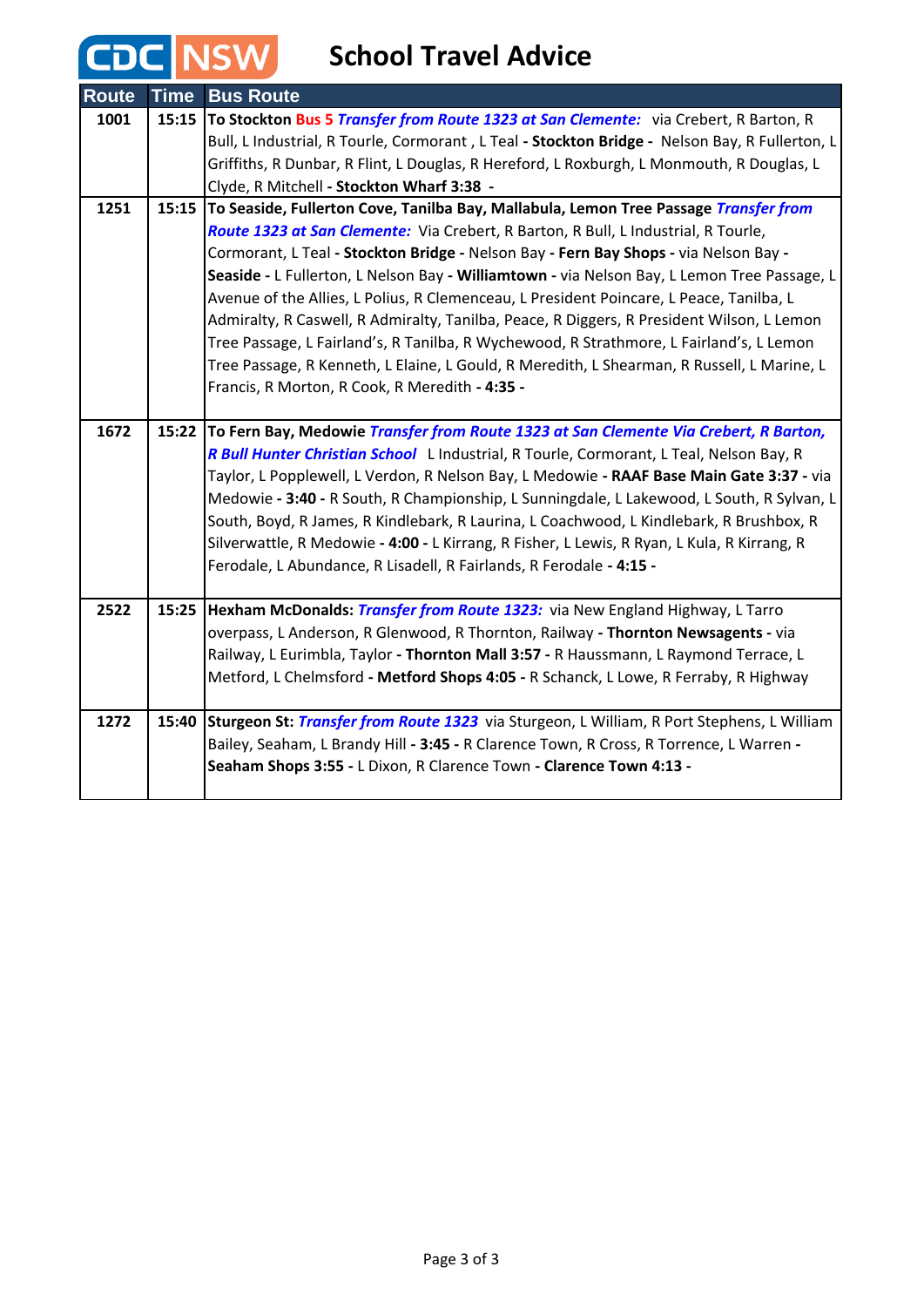# CDC NSW School Travel Advice

| Route | Time | Bus Route |
|---|---|---|
| 1001 | 15:15 | **To Stockton** Bus 5 ***Transfer from Route 1323 at San Clemente:*** via Crebert, R Barton, R Bull, L Industrial, R Tourle, Cormorant , L Teal **- Stockton Bridge -** Nelson Bay, R Fullerton, L Griffiths, R Dunbar, R Flint, L Douglas, R Hereford, L Roxburgh, L Monmouth, R Douglas, L Clyde, R Mitchell **- Stockton Wharf 3:38 -** |
| 1251 | 15:15 | **To Seaside, Fullerton Cove, Tanilba Bay, Mallabula, Lemon Tree Passage** ***Transfer from Route 1323 at San Clemente:*** Via Crebert, R Barton, R Bull, L Industrial, R Tourle, Cormorant, L Teal **- Stockton Bridge -** Nelson Bay **- Fern Bay Shops -** via Nelson Bay **- Seaside -** L Fullerton, L Nelson Bay **- Williamtown -** via Nelson Bay, L Lemon Tree Passage, L Avenue of the Allies, L Polius, R Clemenceau, L President Poincare, L Peace, Tanilba, L Admiralty, R Caswell, R Admiralty, Tanilba, Peace, R Diggers, R President Wilson, L Lemon Tree Passage, L Fairland's, R Tanilba, R Wychewood, R Strathmore, L Fairland's, L Lemon Tree Passage, R Kenneth, L Elaine, L Gould, R Meredith, L Shearman, R Russell, L Marine, L Francis, R Morton, R Cook, R Meredith **- 4:35 -** |
| 1672 | 15:22 | **To Fern Bay, Medowie** ***Transfer from Route 1323 at San Clemente Via Crebert, R Barton, R Bull Hunter Christian School*** L Industrial, R Tourle, Cormorant, L Teal, Nelson Bay, R Taylor, L Popplewell, L Verdon, R Nelson Bay, L Medowie **- RAAF Base Main Gate 3:37 -** via Medowie **- 3:40 -** R South, R Championship, L Sunningdale, L Lakewood, L South, R Sylvan, L South, Boyd, R James, R Kindlebark, R Laurina, L Coachwood, L Kindlebark, R Brushbox, R Silverwattle, R Medowie **- 4:00 -** L Kirrang, R Fisher, L Lewis, R Ryan, L Kula, R Kirrang, R Ferodale, L Abundance, R Lisadell, R Fairlands, R Ferodale **- 4:15 -** |
| 2522 | 15:25 | **Hexham McDonalds:** ***Transfer from Route 1323:*** via New England Highway, L Tarro overpass, L Anderson, R Glenwood, R Thornton, Railway **- Thornton Newsagents -** via Railway, L Eurimbla, Taylor **- Thornton Mall 3:57 -** R Haussmann, L Raymond Terrace, L Metford, L Chelmsford **- Metford Shops 4:05 -** R Schanck, L Lowe, R Ferraby, R Highway |
| 1272 | 15:40 | **Sturgeon St:** ***Transfer from Route 1323*** via Sturgeon, L William, R Port Stephens, L William Bailey, Seaham, L Brandy Hill **- 3:45 -** R Clarence Town, R Cross, R Torrence, L Warren **- Seaham Shops 3:55 -** L Dixon, R Clarence Town **- Clarence Town 4:13 -** |